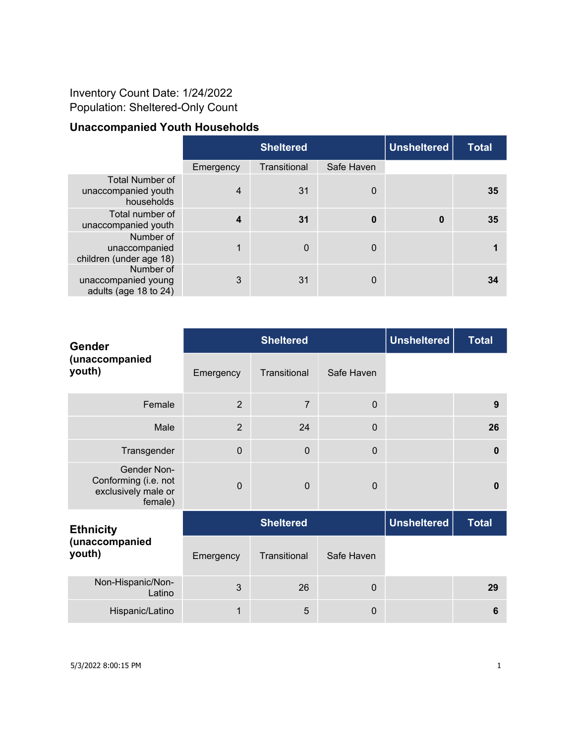Inventory Count Date: 1/24/2022
Population: Sheltered-Only Count

### Unaccompanied Youth Households

| | Sheltered | | | Unsheltered | Total |
|---|---|---|---|---|---|
| | Emergency | Transitional | Safe Haven | | |
| Total Number of unaccompanied youth households | 4 | 31 | 0 | | **35** |
| Total number of unaccompanied youth | **4** | **31** | **0** | **0** | **35** |
| Number of unaccompanied children (under age 18) | 1 | 0 | 0 | | **1** |
| Number of unaccompanied young adults (age 18 to 24) | 3 | 31 | 0 | | **34** |

| **Gender (unaccompanied youth)** | Sheltered | | | Unsheltered | Total |
|---|---|---|---|---|---|
| | Emergency | Transitional | Safe Haven | | |
| Female | 2 | 7 | 0 | | **9** |
| Male | 2 | 24 | 0 | | **26** |
| Transgender | 0 | 0 | 0 | | **0** |
| Gender Non-Conforming (i.e. not exclusively male or female) | 0 | 0 | 0 | | **0** |

| **Ethnicity (unaccompanied youth)** | Sheltered | | | Unsheltered | Total |
|---|---|---|---|---|---|
| | Emergency | Transitional | Safe Haven | | |
| Non-Hispanic/Non-Latino | 3 | 26 | 0 | | **29** |
| Hispanic/Latino | 1 | 5 | 0 | | **6** |

5/3/2022 8:00:15 PM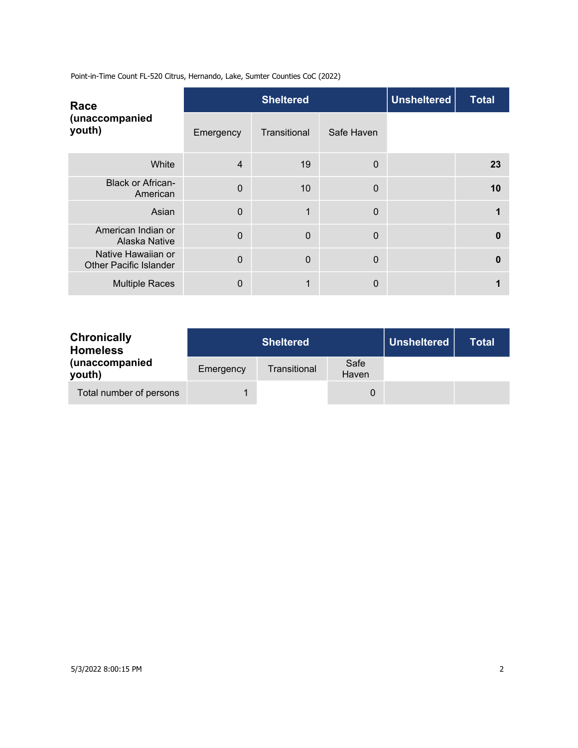Point-in-Time Count FL-520 Citrus, Hernando, Lake, Sumter Counties CoC (2022)

| Race (unaccompanied youth) | Sheltered | | | Unsheltered | Total |
|---|---|---|---|---|---|
| | Emergency | Transitional | Safe Haven | | |
| White | 4 | 19 | 0 | | **23** |
| Black or African-American | 0 | 10 | 0 | | **10** |
| Asian | 0 | 1 | 0 | | **1** |
| American Indian or Alaska Native | 0 | 0 | 0 | | **0** |
| Native Hawaiian or Other Pacific Islander | 0 | 0 | 0 | | **0** |
| Multiple Races | 0 | 1 | 0 | | **1** |

| Chronically Homeless (unaccompanied youth) | Sheltered | | | Unsheltered | Total |
|---|---|---|---|---|---|
| | Emergency | Transitional | Safe Haven | | |
| Total number of persons | 1 | | 0 | | |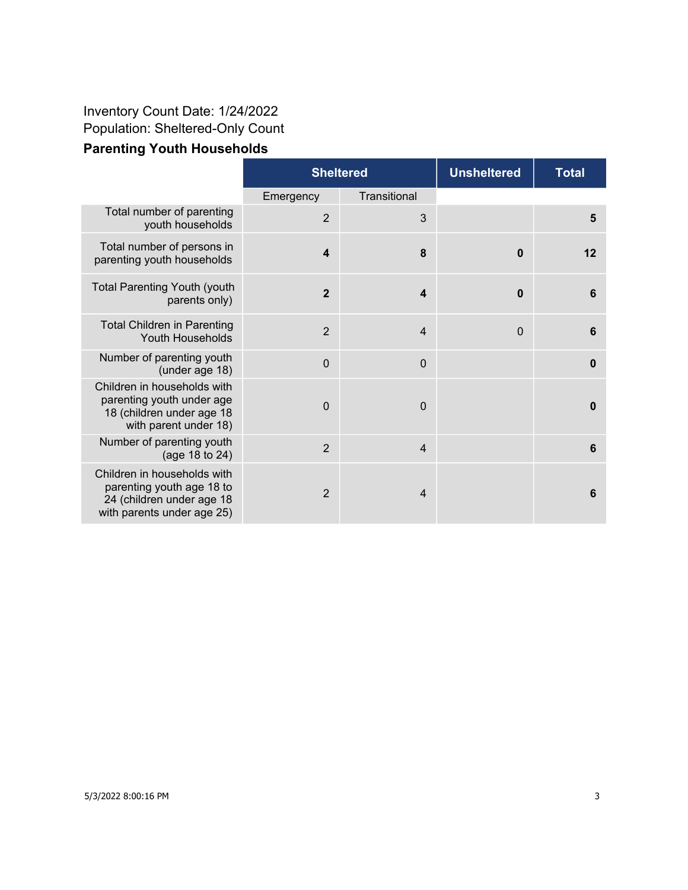Inventory Count Date: 1/24/2022

Population: Sheltered-Only Count

### Parenting Youth Households

| | Sheltered | | Unsheltered | Total |
|---|---|---|---|---|
| | Emergency | Transitional | | |
| Total number of parenting youth households | 2 | 3 | | **5** |
| Total number of persons in parenting youth households | **4** | **8** | **0** | **12** |
| Total Parenting Youth (youth parents only) | **2** | **4** | **0** | **6** |
| Total Children in Parenting Youth Households | 2 | 4 | 0 | **6** |
| Number of parenting youth (under age 18) | 0 | 0 | | **0** |
| Children in households with parenting youth under age 18 (children under age 18 with parent under 18) | 0 | 0 | | **0** |
| Number of parenting youth (age 18 to 24) | 2 | 4 | | **6** |
| Children in households with parenting youth age 18 to 24 (children under age 18 with parents under age 25) | 2 | 4 | | **6** |

5/3/2022 8:00:16 PM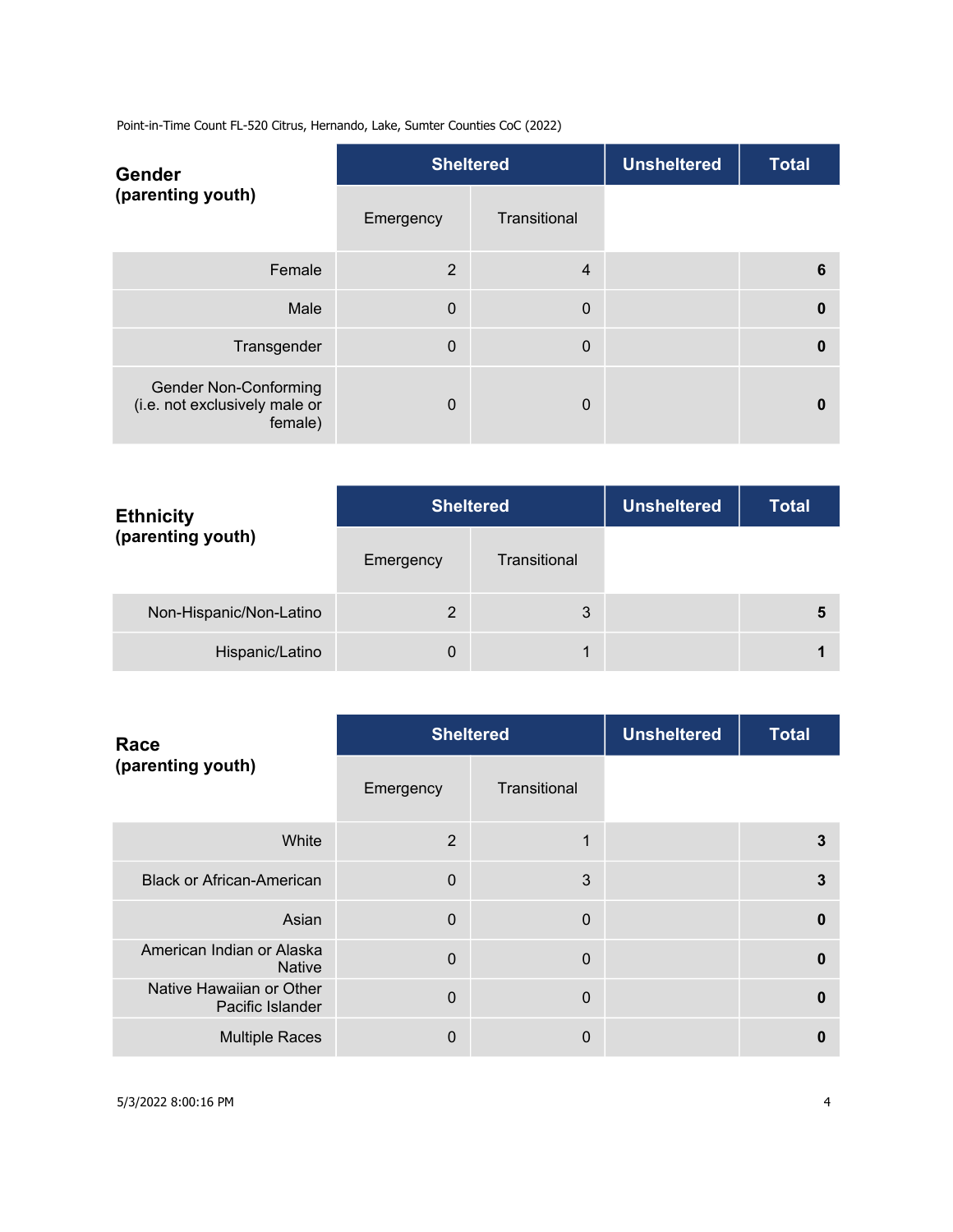Point-in-Time Count FL-520 Citrus, Hernando, Lake, Sumter Counties CoC (2022)

| **Gender (parenting youth)** | Sheltered | | Unsheltered | Total |
|---|---|---|---|---|
| | Emergency | Transitional | | |
| Female | 2 | 4 | | **6** |
| Male | 0 | 0 | | **0** |
| Transgender | 0 | 0 | | **0** |
| Gender Non-Conforming (i.e. not exclusively male or female) | 0 | 0 | | **0** |

| **Ethnicity (parenting youth)** | Sheltered | | Unsheltered | Total |
|---|---|---|---|---|
| | Emergency | Transitional | | |
| Non-Hispanic/Non-Latino | 2 | 3 | | **5** |
| Hispanic/Latino | 0 | 1 | | **1** |

| **Race (parenting youth)** | Sheltered | | Unsheltered | Total |
|---|---|---|---|---|
| | Emergency | Transitional | | |
| White | 2 | 1 | | **3** |
| Black or African-American | 0 | 3 | | **3** |
| Asian | 0 | 0 | | **0** |
| American Indian or Alaska Native | 0 | 0 | | **0** |
| Native Hawaiian or Other Pacific Islander | 0 | 0 | | **0** |
| Multiple Races | 0 | 0 | | **0** |

5/3/2022 8:00:16 PM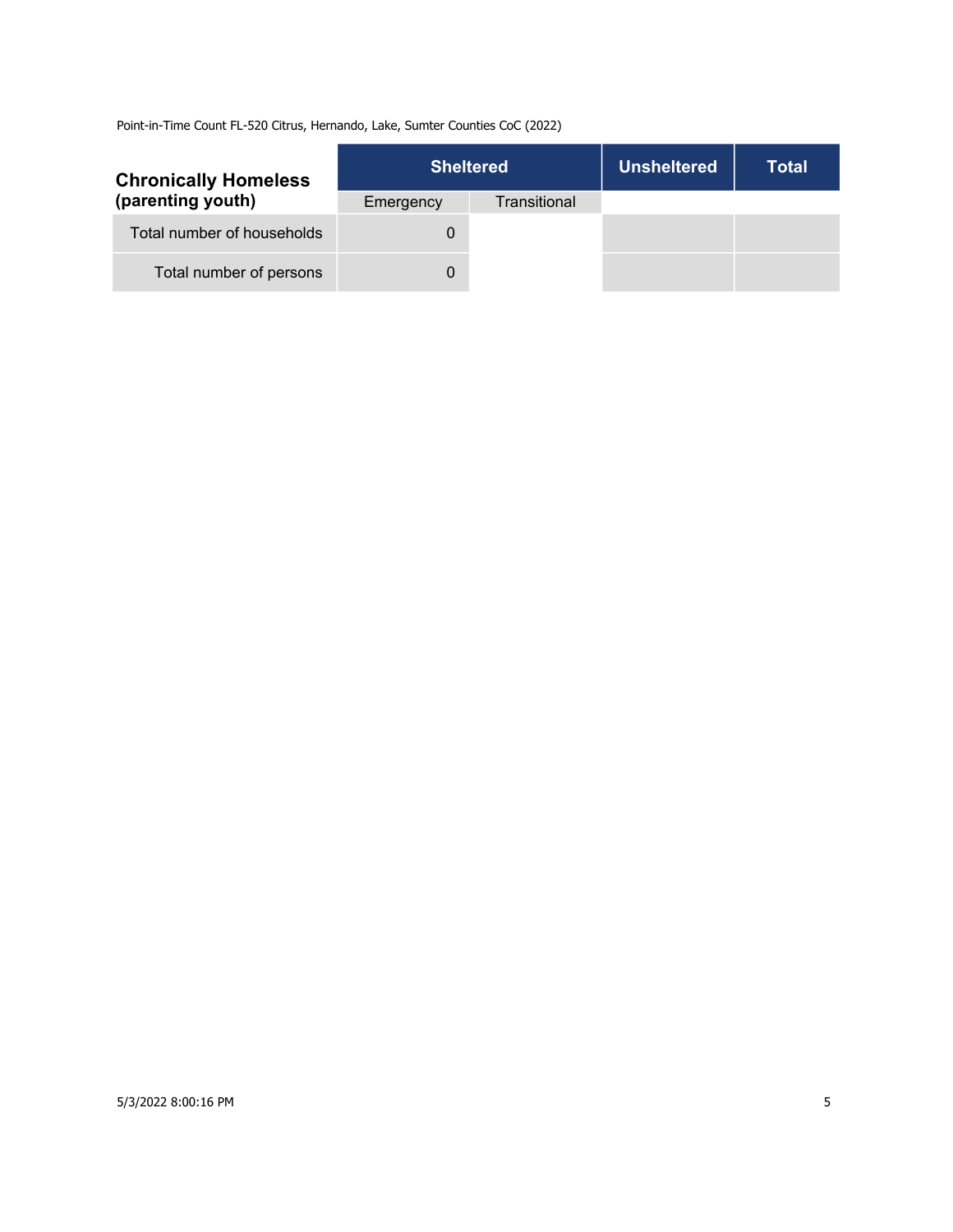Point-in-Time Count FL-520 Citrus, Hernando, Lake, Sumter Counties CoC (2022)

| Chronically Homeless (parenting youth) | Sheltered | | Unsheltered | Total |
|---|---|---|---|---|
| | Emergency | Transitional | | |
| Total number of households | 0 | | | |
| Total number of persons | 0 | | | |